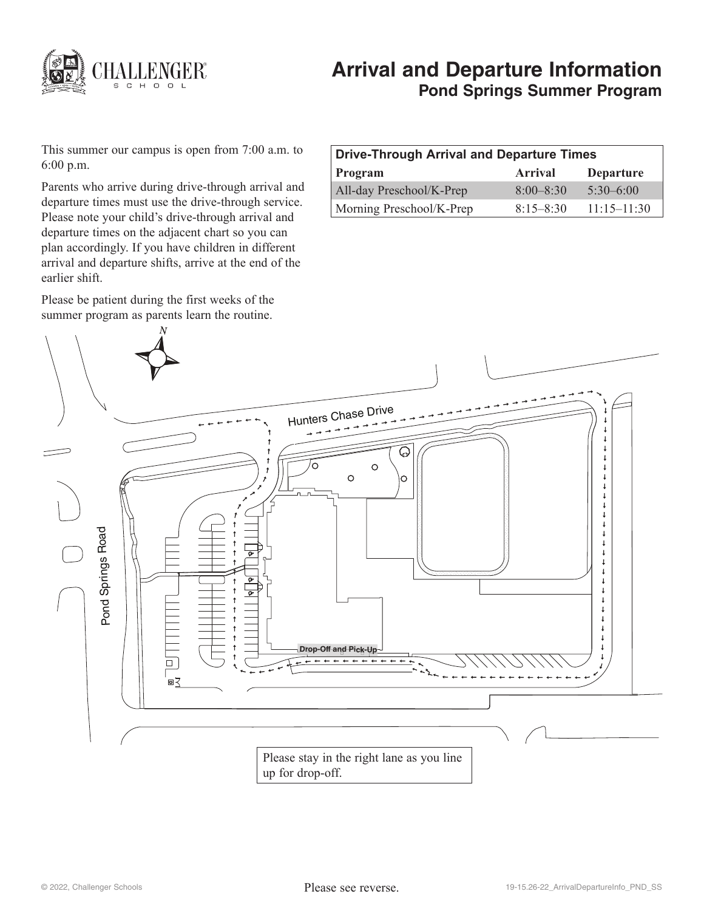# Arrival and Departure Information

## Pond Springs Summer Program

This summer our campus is open from 7:00 a.m. to 6:00 p.m.

Parents who arrive during drive-through arrival and departure times must use the drive-through service. Please note your child's drive-through arrival and departure times on the adjacent chart so you can plan accordingly. If you have children in different arrival and departure shifts, arrive at the end of the earlier shift.

Please be patient during the first weeks of the summer program as parents learn the routine.

**Drive-Through Arrival and Departure Times**

| Program | Arrival | Departure |
|---|---|---|
| All-day Preschool/K-Prep | 8:00–8:30 | 5:30–6:00 |
| Morning Preschool/K-Prep | 8:15–8:30 | 11:15–11:30 |

N

Hunters Chase Drive

Pond Springs Road

Drop-Off and Pick-Up

Please stay in the right lane as you line up for drop-off.

Please see reverse.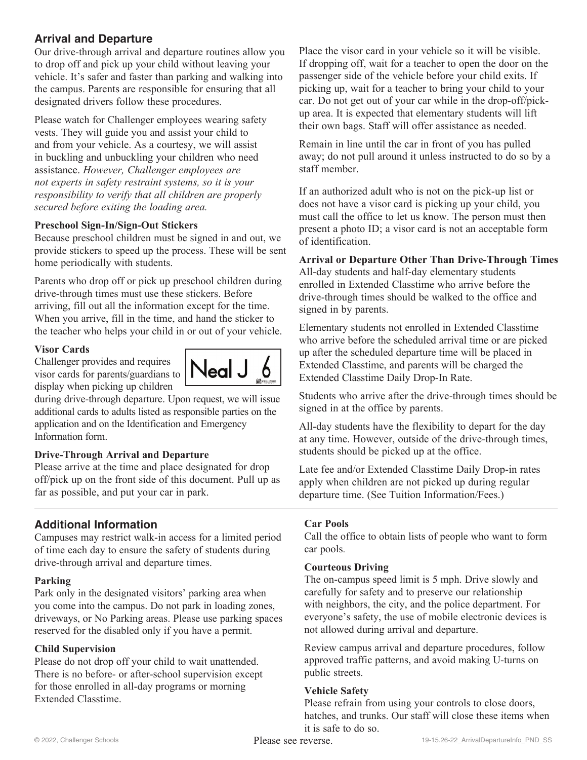## Arrival and Departure

Our drive-through arrival and departure routines allow you to drop off and pick up your child without leaving your vehicle. It's safer and faster than parking and walking into the campus. Parents are responsible for ensuring that all designated drivers follow these procedures.

Please watch for Challenger employees wearing safety vests. They will guide you and assist your child to and from your vehicle. As a courtesy, we will assist in buckling and unbuckling your children who need assistance. *However, Challenger employees are not experts in safety restraint systems, so it is your responsibility to verify that all children are properly secured before exiting the loading area.*

### Preschool Sign-In/Sign-Out Stickers

Because preschool children must be signed in and out, we provide stickers to speed up the process. These will be sent home periodically with students.

Parents who drop off or pick up preschool children during drive-through times must use these stickers. Before arriving, fill out all the information except for the time. When you arrive, fill in the time, and hand the sticker to the teacher who helps your child in or out of your vehicle.

### Visor Cards

Challenger provides and requires visor cards for parents/guardians to display when picking up children during drive-through departure. Upon request, we will issue additional cards to adults listed as responsible parties on the application and on the Identification and Emergency Information form.

Neal J 6

### Drive-Through Arrival and Departure

Please arrive at the time and place designated for drop off/pick up on the front side of this document. Pull up as far as possible, and put your car in park.

Place the visor card in your vehicle so it will be visible. If dropping off, wait for a teacher to open the door on the passenger side of the vehicle before your child exits. If picking up, wait for a teacher to bring your child to your car. Do not get out of your car while in the drop-off/pick-up area. It is expected that elementary students will lift their own bags. Staff will offer assistance as needed.

Remain in line until the car in front of you has pulled away; do not pull around it unless instructed to do so by a staff member.

If an authorized adult who is not on the pick-up list or does not have a visor card is picking up your child, you must call the office to let us know. The person must then present a photo ID; a visor card is not an acceptable form of identification.

### Arrival or Departure Other Than Drive-Through Times

All-day students and half-day elementary students enrolled in Extended Classtime who arrive before the drive-through times should be walked to the office and signed in by parents.

Elementary students not enrolled in Extended Classtime who arrive before the scheduled arrival time or are picked up after the scheduled departure time will be placed in Extended Classtime, and parents will be charged the Extended Classtime Daily Drop-In Rate.

Students who arrive after the drive-through times should be signed in at the office by parents.

All-day students have the flexibility to depart for the day at any time. However, outside of the drive-through times, students should be picked up at the office.

Late fee and/or Extended Classtime Daily Drop-in rates apply when children are not picked up during regular departure time. (See Tuition Information/Fees.)

## Additional Information

Campuses may restrict walk-in access for a limited period of time each day to ensure the safety of students during drive-through arrival and departure times.

### Parking

Park only in the designated visitors' parking area when you come into the campus. Do not park in loading zones, driveways, or No Parking areas. Please use parking spaces reserved for the disabled only if you have a permit.

### Child Supervision

Please do not drop off your child to wait unattended. There is no before- or after-school supervision except for those enrolled in all-day programs or morning Extended Classtime.

### Car Pools

Call the office to obtain lists of people who want to form car pools.

### Courteous Driving

The on-campus speed limit is 5 mph. Drive slowly and carefully for safety and to preserve our relationship with neighbors, the city, and the police department. For everyone's safety, the use of mobile electronic devices is not allowed during arrival and departure.

Review campus arrival and departure procedures, follow approved traffic patterns, and avoid making U-turns on public streets.

### Vehicle Safety

Please refrain from using your controls to close doors, hatches, and trunks. Our staff will close these items when it is safe to do so.

© 2022, Challenger Schools

Please see reverse.

19-15.26-22_ArrivalDepartureInfo_PND_SS